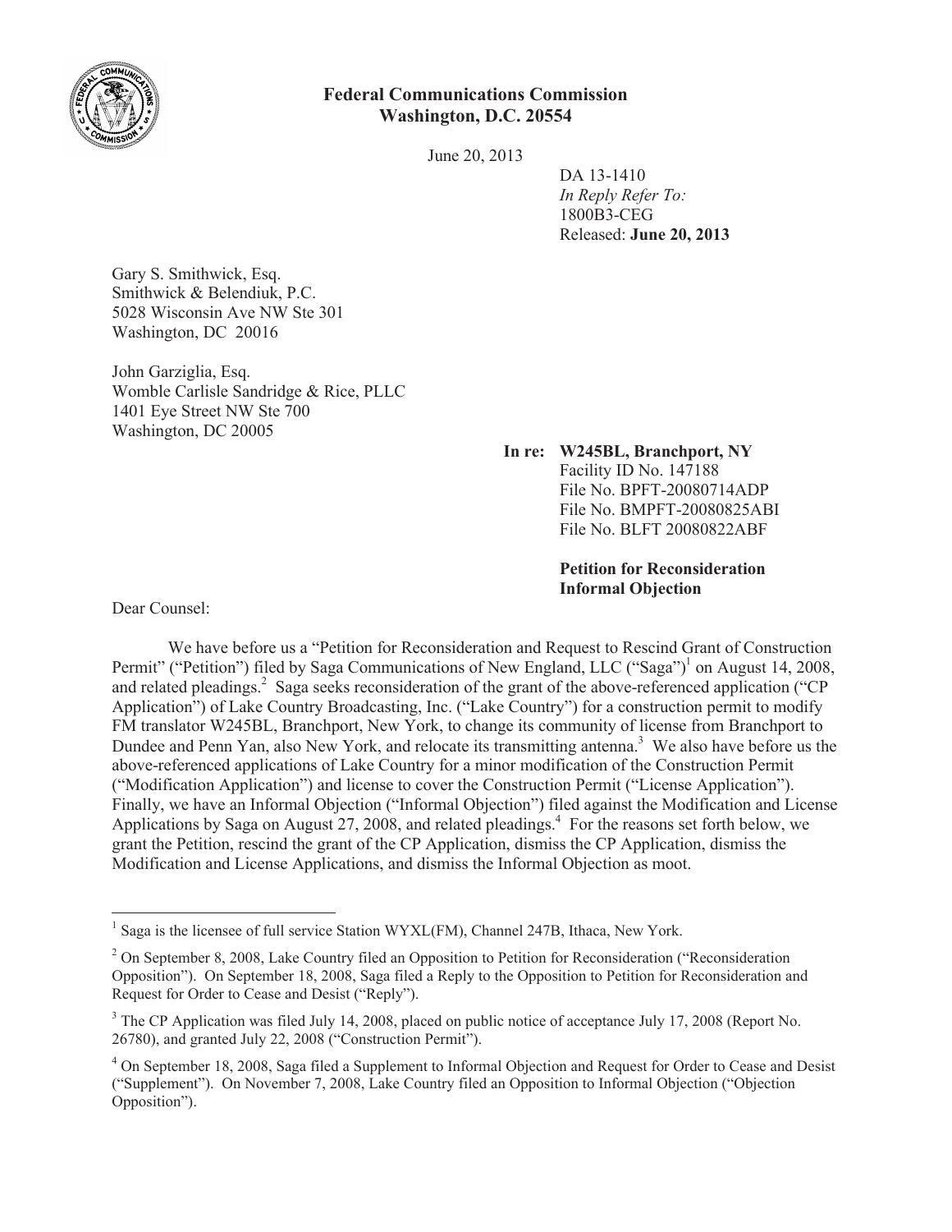**Federal Communications Commission**
**Washington, D.C. 20554**

June 20, 2013

DA 13-1410
*In Reply Refer To:*
1800B3-CEG
Released: **June 20, 2013**

Gary S. Smithwick, Esq.
Smithwick & Belendiuk, P.C.
5028 Wisconsin Ave NW Ste 301
Washington, DC 20016

John Garziglia, Esq.
Womble Carlisle Sandridge & Rice, PLLC
1401 Eye Street NW Ste 700
Washington, DC 20005

**In re: W245BL, Branchport, NY**
Facility ID No. 147188
File No. BPFT-20080714ADP
File No. BMPFT-20080825ABI
File No. BLFT 20080822ABF

**Petition for Reconsideration**
**Informal Objection**

Dear Counsel:

We have before us a "Petition for Reconsideration and Request to Rescind Grant of Construction Permit" ("Petition") filed by Saga Communications of New England, LLC ("Saga")[1] on August 14, 2008, and related pleadings.[2] Saga seeks reconsideration of the grant of the above-referenced application ("CP Application") of Lake Country Broadcasting, Inc. ("Lake Country") for a construction permit to modify FM translator W245BL, Branchport, New York, to change its community of license from Branchport to Dundee and Penn Yan, also New York, and relocate its transmitting antenna.[3] We also have before us the above-referenced applications of Lake Country for a minor modification of the Construction Permit ("Modification Application") and license to cover the Construction Permit ("License Application"). Finally, we have an Informal Objection ("Informal Objection") filed against the Modification and License Applications by Saga on August 27, 2008, and related pleadings.[4] For the reasons set forth below, we grant the Petition, rescind the grant of the CP Application, dismiss the CP Application, dismiss the Modification and License Applications, and dismiss the Informal Objection as moot.

---

[1] Saga is the licensee of full service Station WYXL(FM), Channel 247B, Ithaca, New York.

[2] On September 8, 2008, Lake Country filed an Opposition to Petition for Reconsideration ("Reconsideration Opposition"). On September 18, 2008, Saga filed a Reply to the Opposition to Petition for Reconsideration and Request for Order to Cease and Desist ("Reply").

[3] The CP Application was filed July 14, 2008, placed on public notice of acceptance July 17, 2008 (Report No. 26780), and granted July 22, 2008 ("Construction Permit").

[4] On September 18, 2008, Saga filed a Supplement to Informal Objection and Request for Order to Cease and Desist ("Supplement"). On November 7, 2008, Lake Country filed an Opposition to Informal Objection ("Objection Opposition").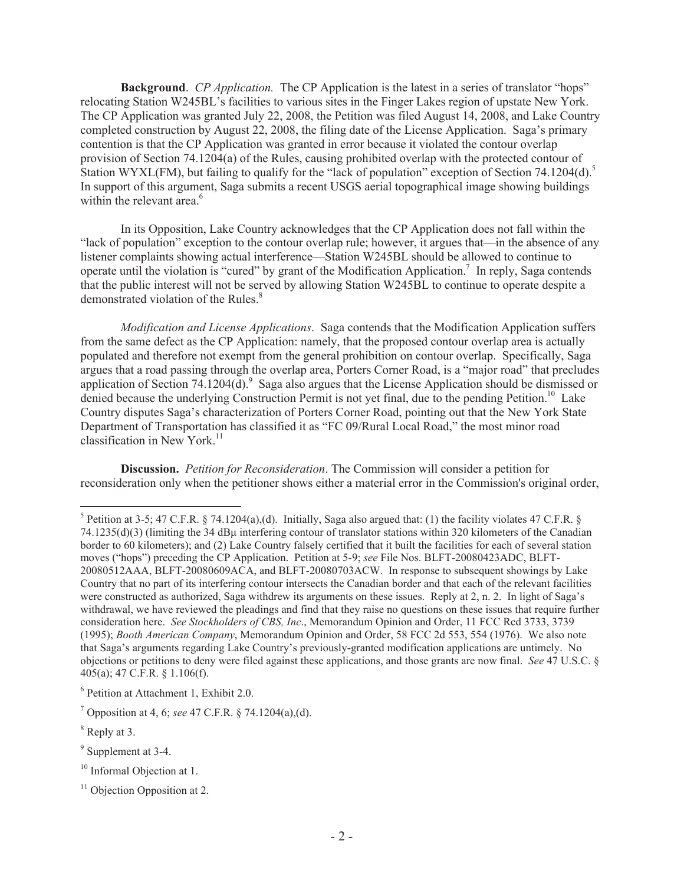**Background**. *CP Application.* The CP Application is the latest in a series of translator "hops" relocating Station W245BL's facilities to various sites in the Finger Lakes region of upstate New York. The CP Application was granted July 22, 2008, the Petition was filed August 14, 2008, and Lake Country completed construction by August 22, 2008, the filing date of the License Application. Saga's primary contention is that the CP Application was granted in error because it violated the contour overlap provision of Section 74.1204(a) of the Rules, causing prohibited overlap with the protected contour of Station WYXL(FM), but failing to qualify for the "lack of population" exception of Section 74.1204(d).[5] In support of this argument, Saga submits a recent USGS aerial topographical image showing buildings within the relevant area.[6]

In its Opposition, Lake Country acknowledges that the CP Application does not fall within the "lack of population" exception to the contour overlap rule; however, it argues that—in the absence of any listener complaints showing actual interference—Station W245BL should be allowed to continue to operate until the violation is "cured" by grant of the Modification Application.[7] In reply, Saga contends that the public interest will not be served by allowing Station W245BL to continue to operate despite a demonstrated violation of the Rules.[8]

*Modification and License Applications*. Saga contends that the Modification Application suffers from the same defect as the CP Application: namely, that the proposed contour overlap area is actually populated and therefore not exempt from the general prohibition on contour overlap. Specifically, Saga argues that a road passing through the overlap area, Porters Corner Road, is a "major road" that precludes application of Section 74.1204(d).[9] Saga also argues that the License Application should be dismissed or denied because the underlying Construction Permit is not yet final, due to the pending Petition.[10] Lake Country disputes Saga's characterization of Porters Corner Road, pointing out that the New York State Department of Transportation has classified it as "FC 09/Rural Local Road," the most minor road classification in New York.[11]

**Discussion.** *Petition for Reconsideration*. The Commission will consider a petition for reconsideration only when the petitioner shows either a material error in the Commission's original order,

---

[5] Petition at 3-5; 47 C.F.R. § 74.1204(a),(d). Initially, Saga also argued that: (1) the facility violates 47 C.F.R. § 74.1235(d)(3) (limiting the 34 dBμ interfering contour of translator stations within 320 kilometers of the Canadian border to 60 kilometers); and (2) Lake Country falsely certified that it built the facilities for each of several station moves ("hops") preceding the CP Application. Petition at 5-9; *see* File Nos. BLFT-20080423ADC, BLFT-20080512AAA, BLFT-20080609ACA, and BLFT-20080703ACW. In response to subsequent showings by Lake Country that no part of its interfering contour intersects the Canadian border and that each of the relevant facilities were constructed as authorized, Saga withdrew its arguments on these issues. Reply at 2, n. 2. In light of Saga's withdrawal, we have reviewed the pleadings and find that they raise no questions on these issues that require further consideration here. *See Stockholders of CBS, Inc*., Memorandum Opinion and Order, 11 FCC Rcd 3733, 3739 (1995); *Booth American Company*, Memorandum Opinion and Order, 58 FCC 2d 553, 554 (1976). We also note that Saga's arguments regarding Lake Country's previously-granted modification applications are untimely. No objections or petitions to deny were filed against these applications, and those grants are now final. *See* 47 U.S.C. § 405(a); 47 C.F.R. § 1.106(f).

[6] Petition at Attachment 1, Exhibit 2.0.

[7] Opposition at 4, 6; *see* 47 C.F.R. § 74.1204(a),(d).

[8] Reply at 3.

[9] Supplement at 3-4.

[10] Informal Objection at 1.

[11] Objection Opposition at 2.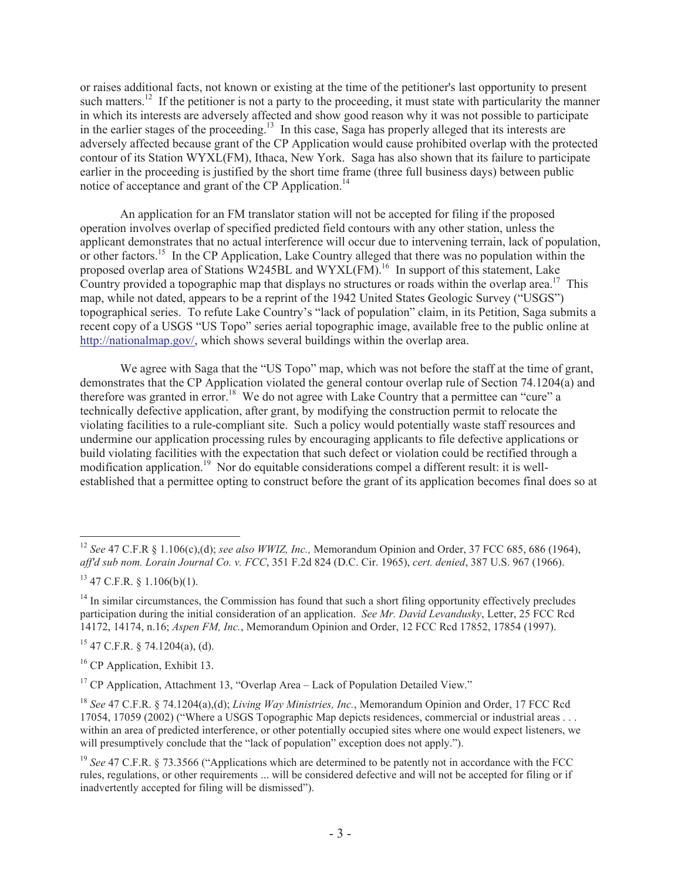or raises additional facts, not known or existing at the time of the petitioner's last opportunity to present such matters.[12] If the petitioner is not a party to the proceeding, it must state with particularity the manner in which its interests are adversely affected and show good reason why it was not possible to participate in the earlier stages of the proceeding.[13] In this case, Saga has properly alleged that its interests are adversely affected because grant of the CP Application would cause prohibited overlap with the protected contour of its Station WYXL(FM), Ithaca, New York. Saga has also shown that its failure to participate earlier in the proceeding is justified by the short time frame (three full business days) between public notice of acceptance and grant of the CP Application.[14]

An application for an FM translator station will not be accepted for filing if the proposed operation involves overlap of specified predicted field contours with any other station, unless the applicant demonstrates that no actual interference will occur due to intervening terrain, lack of population, or other factors.[15] In the CP Application, Lake Country alleged that there was no population within the proposed overlap area of Stations W245BL and WYXL(FM).[16] In support of this statement, Lake Country provided a topographic map that displays no structures or roads within the overlap area.[17] This map, while not dated, appears to be a reprint of the 1942 United States Geologic Survey ("USGS") topographical series. To refute Lake Country's "lack of population" claim, in its Petition, Saga submits a recent copy of a USGS "US Topo" series aerial topographic image, available free to the public online at http://nationalmap.gov/, which shows several buildings within the overlap area.

We agree with Saga that the "US Topo" map, which was not before the staff at the time of grant, demonstrates that the CP Application violated the general contour overlap rule of Section 74.1204(a) and therefore was granted in error.[18] We do not agree with Lake Country that a permittee can "cure" a technically defective application, after grant, by modifying the construction permit to relocate the violating facilities to a rule-compliant site. Such a policy would potentially waste staff resources and undermine our application processing rules by encouraging applicants to file defective applications or build violating facilities with the expectation that such defect or violation could be rectified through a modification application.[19] Nor do equitable considerations compel a different result: it is well-established that a permittee opting to construct before the grant of its application becomes final does so at

---

[12] *See* 47 C.F.R § 1.106(c),(d); *see also WWIZ, Inc.,* Memorandum Opinion and Order, 37 FCC 685, 686 (1964), *aff'd sub nom. Lorain Journal Co. v. FCC*, 351 F.2d 824 (D.C. Cir. 1965), *cert. denied*, 387 U.S. 967 (1966).

[13] 47 C.F.R. § 1.106(b)(1).

[14] In similar circumstances, the Commission has found that such a short filing opportunity effectively precludes participation during the initial consideration of an application. *See Mr. David Levandusky*, Letter, 25 FCC Rcd 14172, 14174, n.16; *Aspen FM, Inc.*, Memorandum Opinion and Order, 12 FCC Rcd 17852, 17854 (1997).

[15] 47 C.F.R. § 74.1204(a), (d).

[16] CP Application, Exhibit 13.

[17] CP Application, Attachment 13, "Overlap Area – Lack of Population Detailed View."

[18] *See* 47 C.F.R. § 74.1204(a),(d); *Living Way Ministries, Inc.*, Memorandum Opinion and Order, 17 FCC Rcd 17054, 17059 (2002) ("Where a USGS Topographic Map depicts residences, commercial or industrial areas . . . within an area of predicted interference, or other potentially occupied sites where one would expect listeners, we will presumptively conclude that the "lack of population" exception does not apply.").

[19] *See* 47 C.F.R. § 73.3566 ("Applications which are determined to be patently not in accordance with the FCC rules, regulations, or other requirements ... will be considered defective and will not be accepted for filing or if inadvertently accepted for filing will be dismissed").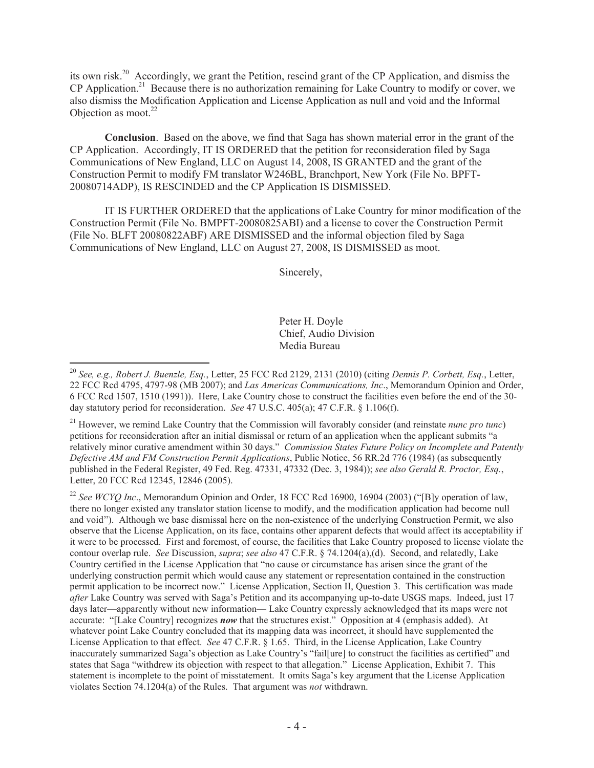its own risk.[20] Accordingly, we grant the Petition, rescind grant of the CP Application, and dismiss the CP Application.[21] Because there is no authorization remaining for Lake Country to modify or cover, we also dismiss the Modification Application and License Application as null and void and the Informal Objection as moot.[22]

**Conclusion**. Based on the above, we find that Saga has shown material error in the grant of the CP Application. Accordingly, IT IS ORDERED that the petition for reconsideration filed by Saga Communications of New England, LLC on August 14, 2008, IS GRANTED and the grant of the Construction Permit to modify FM translator W246BL, Branchport, New York (File No. BPFT-20080714ADP), IS RESCINDED and the CP Application IS DISMISSED.

IT IS FURTHER ORDERED that the applications of Lake Country for minor modification of the Construction Permit (File No. BMPFT-20080825ABI) and a license to cover the Construction Permit (File No. BLFT 20080822ABF) ARE DISMISSED and the informal objection filed by Saga Communications of New England, LLC on August 27, 2008, IS DISMISSED as moot.

Sincerely,

Peter H. Doyle
Chief, Audio Division
Media Bureau

---

[20] *See, e.g., Robert J. Buenzle, Esq.*, Letter, 25 FCC Rcd 2129, 2131 (2010) (citing *Dennis P. Corbett, Esq.*, Letter, 22 FCC Rcd 4795, 4797-98 (MB 2007); and *Las Americas Communications, Inc*., Memorandum Opinion and Order, 6 FCC Rcd 1507, 1510 (1991)). Here, Lake Country chose to construct the facilities even before the end of the 30-day statutory period for reconsideration. *See* 47 U.S.C. 405(a); 47 C.F.R. § 1.106(f).

[21] However, we remind Lake Country that the Commission will favorably consider (and reinstate *nunc pro tunc*) petitions for reconsideration after an initial dismissal or return of an application when the applicant submits "a relatively minor curative amendment within 30 days." *Commission States Future Policy on Incomplete and Patently Defective AM and FM Construction Permit Applications*, Public Notice, 56 RR.2d 776 (1984) (as subsequently published in the Federal Register, 49 Fed. Reg. 47331, 47332 (Dec. 3, 1984)); *see also Gerald R. Proctor, Esq.*, Letter, 20 FCC Rcd 12345, 12846 (2005).

[22] *See WCYQ Inc*., Memorandum Opinion and Order, 18 FCC Rcd 16900, 16904 (2003) ("[B]y operation of law, there no longer existed any translator station license to modify, and the modification application had become null and void"). Although we base dismissal here on the non-existence of the underlying Construction Permit, we also observe that the License Application, on its face, contains other apparent defects that would affect its acceptability if it were to be processed. First and foremost, of course, the facilities that Lake Country proposed to license violate the contour overlap rule. *See* Discussion, *supra*; *see also* 47 C.F.R. § 74.1204(a),(d). Second, and relatedly, Lake Country certified in the License Application that "no cause or circumstance has arisen since the grant of the underlying construction permit which would cause any statement or representation contained in the construction permit application to be incorrect now." License Application, Section II, Question 3. This certification was made *after* Lake Country was served with Saga's Petition and its accompanying up-to-date USGS maps. Indeed, just 17 days later—apparently without new information— Lake Country expressly acknowledged that its maps were not accurate: "[Lake Country] recognizes ***now*** that the structures exist." Opposition at 4 (emphasis added). At whatever point Lake Country concluded that its mapping data was incorrect, it should have supplemented the License Application to that effect. *See* 47 C.F.R. § 1.65. Third, in the License Application, Lake Country inaccurately summarized Saga's objection as Lake Country's "fail[ure] to construct the facilities as certified" and states that Saga "withdrew its objection with respect to that allegation." License Application, Exhibit 7. This statement is incomplete to the point of misstatement. It omits Saga's key argument that the License Application violates Section 74.1204(a) of the Rules. That argument was *not* withdrawn.